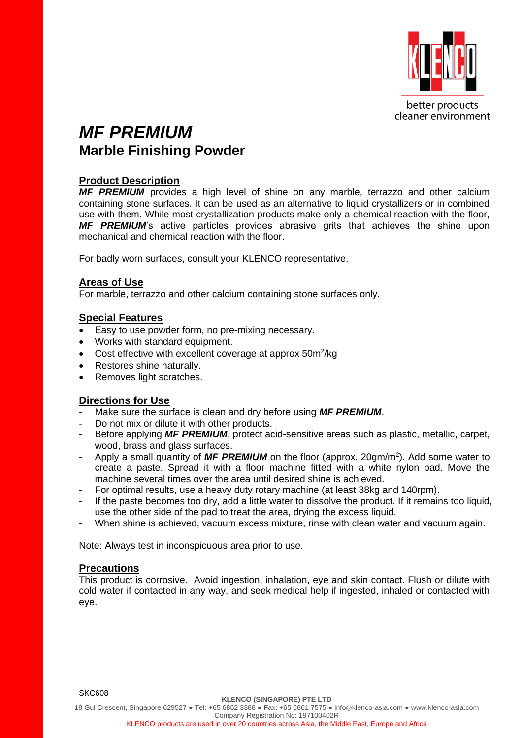better products
cleaner environment

# *MF PREMIUM*
## Marble Finishing Powder

### Product Description

***MF PREMIUM*** provides a high level of shine on any marble, terrazzo and other calcium containing stone surfaces. It can be used as an alternative to liquid crystallizers or in combined use with them. While most crystallization products make only a chemical reaction with the floor, ***MF PREMIUM***'s active particles provides abrasive grits that achieves the shine upon mechanical and chemical reaction with the floor.

For badly worn surfaces, consult your KLENCO representative.

### Areas of Use

For marble, terrazzo and other calcium containing stone surfaces only.

### Special Features

- Easy to use powder form, no pre-mixing necessary.
- Works with standard equipment.
- Cost effective with excellent coverage at approx 50m$^2$/kg
- Restores shine naturally.
- Removes light scratches.

### Directions for Use

- Make sure the surface is clean and dry before using ***MF PREMIUM***.
- Do not mix or dilute it with other products.
- Before applying ***MF PREMIUM***, protect acid-sensitive areas such as plastic, metallic, carpet, wood, brass and glass surfaces.
- Apply a small quantity of ***MF PREMIUM*** on the floor (approx. 20gm/m$^2$). Add some water to create a paste. Spread it with a floor machine fitted with a white nylon pad. Move the machine several times over the area until desired shine is achieved.
- For optimal results, use a heavy duty rotary machine (at least 38kg and 140rpm).
- If the paste becomes too dry, add a little water to dissolve the product. If it remains too liquid, use the other side of the pad to treat the area, drying the excess liquid.
- When shine is achieved, vacuum excess mixture, rinse with clean water and vacuum again.

Note: Always test in inconspicuous area prior to use.

### Precautions

This product is corrosive. Avoid ingestion, inhalation, eye and skin contact. Flush or dilute with cold water if contacted in any way, and seek medical help if ingested, inhaled or contacted with eye.

SKC608

**KLENCO (SINGAPORE) PTE LTD**
18 Gul Crescent, Singapore 629527 ● Tel: +65 6862 3388 ● Fax: +65 6861 7575 ● info@klenco-asia.com ● www.klenco-asia.com
Company Registration No: 197100402R
KLENCO products are used in over 20 countries across Asia, the Middle East, Europe and Africa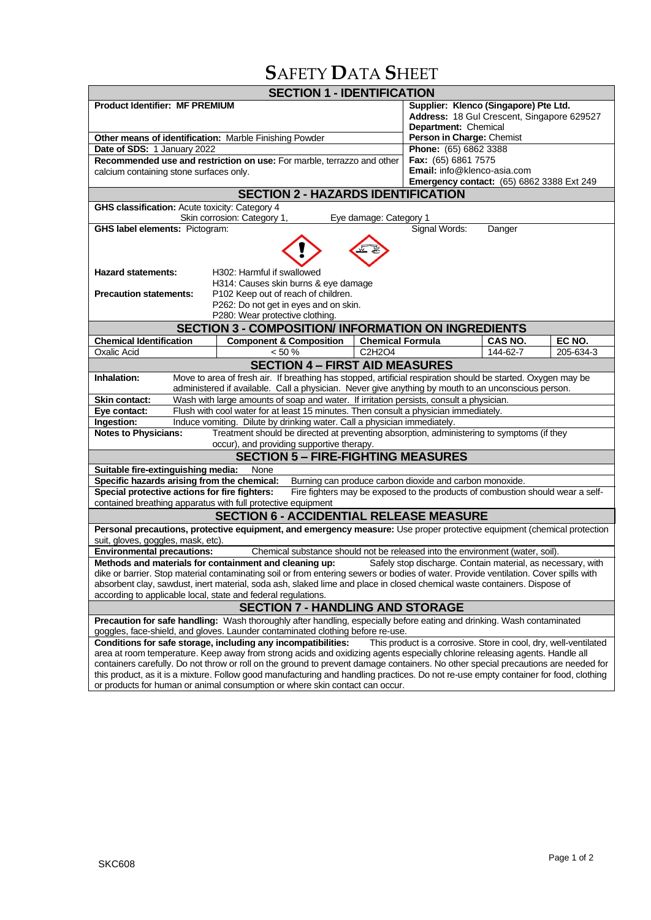# SAFETY DATA SHEET

## SECTION 1 - IDENTIFICATION

| | |
|---|---|
| **Product Identifier: MF PREMIUM** | **Supplier: Klenco (Singapore) Pte Ltd.** **Address:** 18 Gul Crescent, Singapore 629527 **Department:** Chemical |
| **Other means of identification:** Marble Finishing Powder | **Person in Charge:** Chemist |
| **Date of SDS:** 1 January 2022 | **Phone:** (65) 6862 3388 |
| **Recommended use and restriction on use:** For marble, terrazzo and other calcium containing stone surfaces only. | **Fax:** (65) 6861 7575 **Email:** info@klenco-asia.com **Emergency contact:** (65) 6862 3388 Ext 249 |

## SECTION 2 - HAZARDS IDENTIFICATION

**GHS classification:** Acute toxicity: Category 4
Skin corrosion: Category 1, Eye damage: Category 1

**GHS label elements:** Pictogram: Signal Words: Danger

**Hazard statements:**
H302: Harmful if swallowed
H314: Causes skin burns & eye damage

**Precaution statements:**
P102 Keep out of reach of children.
P262: Do not get in eyes and on skin.
P280: Wear protective clothing.

## SECTION 3 - COMPOSITION/ INFORMATION ON INGREDIENTS

| Chemical Identification | Component & Composition | Chemical Formula | CAS NO. | EC NO. |
|---|---|---|---|---|
| Oxalic Acid | < 50 % | $C_2H_2O_4$ | 144-62-7 | 205-634-3 |

## SECTION 4 – FIRST AID MEASURES

**Inhalation:** Move to area of fresh air. If breathing has stopped, artificial respiration should be started. Oxygen may be administered if available. Call a physician. Never give anything by mouth to an unconscious person.

**Skin contact:** Wash with large amounts of soap and water. If irritation persists, consult a physician.

**Eye contact:** Flush with cool water for at least 15 minutes. Then consult a physician immediately.

**Ingestion:** Induce vomiting. Dilute by drinking water. Call a physician immediately.

**Notes to Physicians:** Treatment should be directed at preventing absorption, administering to symptoms (if they occur), and providing supportive therapy.

## SECTION 5 – FIRE-FIGHTING MEASURES

**Suitable fire-extinguishing media:** None

**Specific hazards arising from the chemical:** Burning can produce carbon dioxide and carbon monoxide.

**Special protective actions for fire fighters:** Fire fighters may be exposed to the products of combustion should wear a self-contained breathing apparatus with full protective equipment

## SECTION 6 - ACCIDENTIAL RELEASE MEASURE

**Personal precautions, protective equipment, and emergency measure:** Use proper protective equipment (chemical protection suit, gloves, goggles, mask, etc).

**Environmental precautions:** Chemical substance should not be released into the environment (water, soil).

**Methods and materials for containment and cleaning up:** Safely stop discharge. Contain material, as necessary, with dike or barrier. Stop material contaminating soil or from entering sewers or bodies of water. Provide ventilation. Cover spills with absorbent clay, sawdust, inert material, soda ash, slaked lime and place in closed chemical waste containers. Dispose of according to applicable local, state and federal regulations.

## SECTION 7 - HANDLING AND STORAGE

**Precaution for safe handling:** Wash thoroughly after handling, especially before eating and drinking. Wash contaminated goggles, face-shield, and gloves. Launder contaminated clothing before re-use.

**Conditions for safe storage, including any incompatibilities:** This product is a corrosive. Store in cool, dry, well-ventilated area at room temperature. Keep away from strong acids and oxidizing agents especially chlorine releasing agents. Handle all containers carefully. Do not throw or roll on the ground to prevent damage containers. No other special precautions are needed for this product, as it is a mixture. Follow good manufacturing and handling practices. Do not re-use empty container for food, clothing or products for human or animal consumption or where skin contact can occur.

SKC608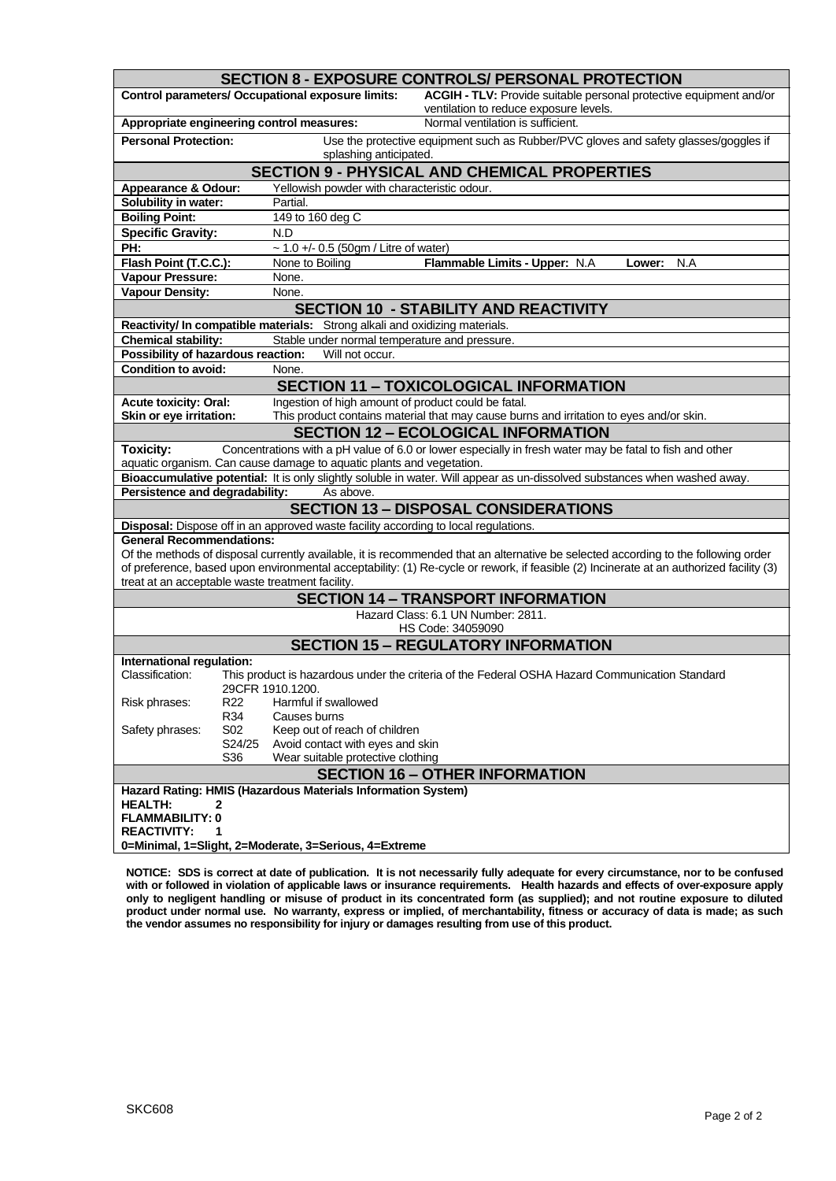## SECTION 8 - EXPOSURE CONTROLS/ PERSONAL PROTECTION

| | |
|---|---|
| **Control parameters/ Occupational exposure limits:** | **ACGIH - TLV:** Provide suitable personal protective equipment and/or ventilation to reduce exposure levels. |
| **Appropriate engineering control measures:** | Normal ventilation is sufficient. |
| **Personal Protection:** | Use the protective equipment such as Rubber/PVC gloves and safety glasses/goggles if splashing anticipated. |

## SECTION 9 - PHYSICAL AND CHEMICAL PROPERTIES

| | |
|---|---|
| **Appearance & Odour:** | Yellowish powder with characteristic odour. |
| **Solubility in water:** | Partial. |
| **Boiling Point:** | 149 to 160 deg C |
| **Specific Gravity:** | N.D |
| **PH:** | ~ 1.0 +/- 0.5 (50gm / Litre of water) |
| **Flash Point (T.C.C.):** | None to Boiling **Flammable Limits - Upper:** N.A **Lower:** N.A |
| **Vapour Pressure:** | None. |
| **Vapour Density:** | None. |

## SECTION 10 - STABILITY AND REACTIVITY

**Reactivity/ In compatible materials:** Strong alkali and oxidizing materials.

**Chemical stability:** Stable under normal temperature and pressure.

**Possibility of hazardous reaction:** Will not occur.

**Condition to avoid:** None.

## SECTION 11 – TOXICOLOGICAL INFORMATION

**Acute toxicity: Oral:** Ingestion of high amount of product could be fatal.

**Skin or eye irritation:** This product contains material that may cause burns and irritation to eyes and/or skin.

## SECTION 12 – ECOLOGICAL INFORMATION

**Toxicity:** Concentrations with a pH value of 6.0 or lower especially in fresh water may be fatal to fish and other aquatic organism. Can cause damage to aquatic plants and vegetation.

**Bioaccumulative potential:** It is only slightly soluble in water. Will appear as un-dissolved substances when washed away.

**Persistence and degradability:** As above.

## SECTION 13 – DISPOSAL CONSIDERATIONS

**Disposal:** Dispose off in an approved waste facility according to local regulations.

**General Recommendations:**
Of the methods of disposal currently available, it is recommended that an alternative be selected according to the following order of preference, based upon environmental acceptability: (1) Re-cycle or rework, if feasible (2) Incinerate at an authorized facility (3) treat at an acceptable waste treatment facility.

## SECTION 14 – TRANSPORT INFORMATION

Hazard Class: 6.1 UN Number: 2811.
HS Code: 34059090

## SECTION 15 – REGULATORY INFORMATION

**International regulation:**

| | | |
|---|---|---|
| Classification: | This product is hazardous under the criteria of the Federal OSHA Hazard Communication Standard 29CFR 1910.1200. | |
| Risk phrases: | R22 | Harmful if swallowed |
| | R34 | Causes burns |
| Safety phrases: | S02 | Keep out of reach of children |
| | S24/25 | Avoid contact with eyes and skin |
| | S36 | Wear suitable protective clothing |

## SECTION 16 – OTHER INFORMATION

**Hazard Rating: HMIS (Hazardous Materials Information System)**

**HEALTH: 2**
**FLAMMABILITY: 0**
**REACTIVITY: 1**
**0=Minimal, 1=Slight, 2=Moderate, 3=Serious, 4=Extreme**

**NOTICE: SDS is correct at date of publication. It is not necessarily fully adequate for every circumstance, nor to be confused with or followed in violation of applicable laws or insurance requirements. Health hazards and effects of over-exposure apply only to negligent handling or misuse of product in its concentrated form (as supplied); and not routine exposure to diluted product under normal use. No warranty, express or implied, of merchantability, fitness or accuracy of data is made; as such the vendor assumes no responsibility for injury or damages resulting from use of this product.**

SKC608